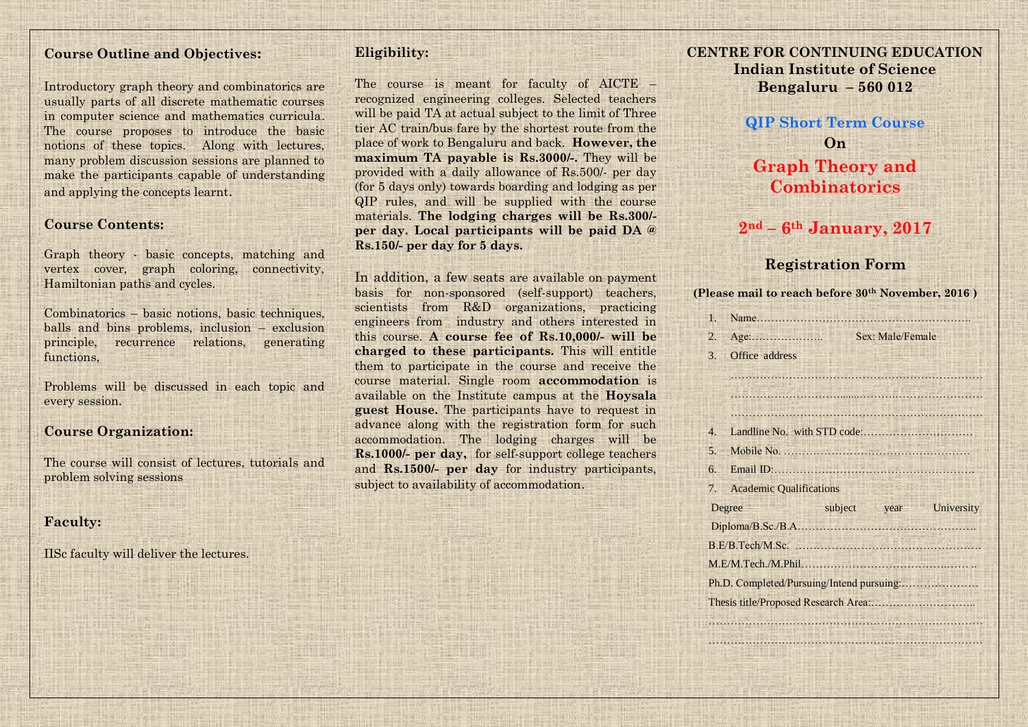## Course Outline and Objectives:

Introductory graph theory and combinatorics are usually parts of all discrete mathematic courses in computer science and mathematics curricula. The course proposes to introduce the basic notions of these topics. Along with lectures, many problem discussion sessions are planned to make the participants capable of understanding and applying the concepts learnt.

## Course Contents:

Graph theory - basic concepts, matching and vertex cover, graph coloring, connectivity, Hamiltonian paths and cycles.

Combinatorics – basic notions, basic techniques, balls and bins problems, inclusion – exclusion principle, recurrence relations, generating functions,

Problems will be discussed in each topic and every session.

## Course Organization:

The course will consist of lectures, tutorials and problem solving sessions

## Faculty:

IISc faculty will deliver the lectures.

## Eligibility:

The course is meant for faculty of AICTE – recognized engineering colleges. Selected teachers will be paid TA at actual subject to the limit of Three tier AC train/bus fare by the shortest route from the place of work to Bengaluru and back. **However, the maximum TA payable is Rs.3000/-.** They will be provided with a daily allowance of Rs.500/- per day (for 5 days only) towards boarding and lodging as per QIP rules, and will be supplied with the course materials. **The lodging charges will be Rs.300/- per day. Local participants will be paid DA @ Rs.150/- per day for 5 days.**

In addition, a few seats are available on payment basis for non-sponsored (self-support) teachers, scientists from R&D organizations, practicing engineers from industry and others interested in this course. **A course fee of Rs.10,000/- will be charged to these participants.** This will entitle them to participate in the course and receive the course material. Single room **accommodation** is available on the Institute campus at the **Hoysala guest House.** The participants have to request in advance along with the registration form for such accommodation. The lodging charges will be **Rs.1000/- per day,** for self-support college teachers and **Rs.1500/- per day** for industry participants, subject to availability of accommodation.

**CENTRE FOR CONTINUING EDUCATION**
**Indian Institute of Science**
**Bengaluru – 560 012**

**QIP Short Term Course**

**On**

# Graph Theory and Combinatorics

## 2nd – 6th January, 2017

## Registration Form

**(Please mail to reach before 30th November, 2016 )**

1. Name…………………………………………………….
2. Age:……………….. Sex: Male/Female
3. Office address

……………………………………………………………
……………………………………………………………
……………………………………………………………

4. Landline No. with STD code:…………………………
5. Mobile No. ……………………………………………
6. Email ID:……………………………………………….
7. Academic Qualifications

| Degree | subject | year | University |
| --- | --- | --- | --- |
| Diploma/B.Sc./B.A………………………………………. | | | |
| B.E/B.Tech/M.Sc. …………………………………………… | | | |
| M.E/M.Tech./M.Phil……………………………………… .. | | | |

Ph.D. Completed/Pursuing/Intend pursuing:…………………

Thesis title/Proposed Research Area:………………………..

………………………………………………………………
………………………………………………………………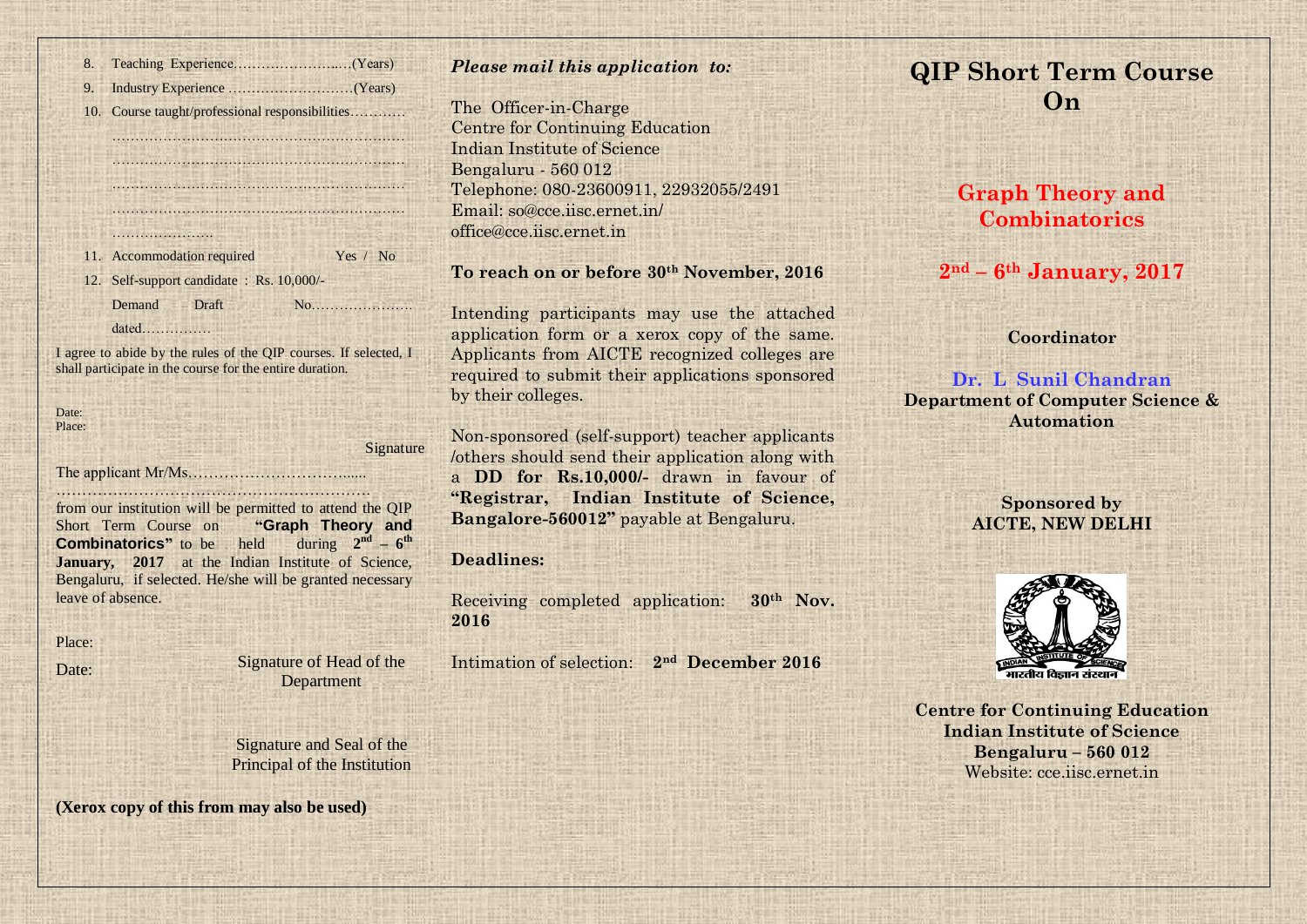8. Teaching Experience…………………..…(Years)
9. Industry Experience ………………………(Years)
10. Course taught/professional responsibilities…………
……………………………………………………………
……………………………………………………………
……………………………………………………………
……………………………………………………………
…………………
11. Accommodation required Yes / No
12. Self-support candidate : Rs. 10,000/-
Demand Draft No…………………
dated……………

I agree to abide by the rules of the QIP courses. If selected, I shall participate in the course for the entire duration.

Date:
Place:

Signature

The applicant Mr/Ms…………………………......
……………………………………………………
from our institution will be permitted to attend the QIP Short Term Course on **"Graph Theory and Combinatorics"** to be held during **2nd – 6th January, 2017** at the Indian Institute of Science, Bengaluru, if selected. He/she will be granted necessary leave of absence.

Place:

Date:

Signature of Head of the Department

Signature and Seal of the Principal of the Institution

**(Xerox copy of this from may also be used)**

***Please mail this application to:***

The Officer-in-Charge
Centre for Continuing Education
Indian Institute of Science
Bengaluru - 560 012
Telephone: 080-23600911, 22932055/2491
Email: so@cce.iisc.ernet.in/
office@cce.iisc.ernet.in

**To reach on or before 30th November, 2016**

Intending participants may use the attached application form or a xerox copy of the same. Applicants from AICTE recognized colleges are required to submit their applications sponsored by their colleges.

Non-sponsored (self-support) teacher applicants /others should send their application along with a **DD for Rs.10,000/-** drawn in favour of **"Registrar, Indian Institute of Science, Bangalore-560012"** payable at Bengaluru.

**Deadlines:**

Receiving completed application: **30th Nov. 2016**

Intimation of selection: **2nd December 2016**

# QIP Short Term Course On

## Graph Theory and Combinatorics

## 2nd – 6th January, 2017

**Coordinator**

**Dr. L Sunil Chandran**
**Department of Computer Science & Automation**

**Sponsored by**
**AICTE, NEW DELHI**

**Centre for Continuing Education**
**Indian Institute of Science**
**Bengaluru – 560 012**
Website: cce.iisc.ernet.in